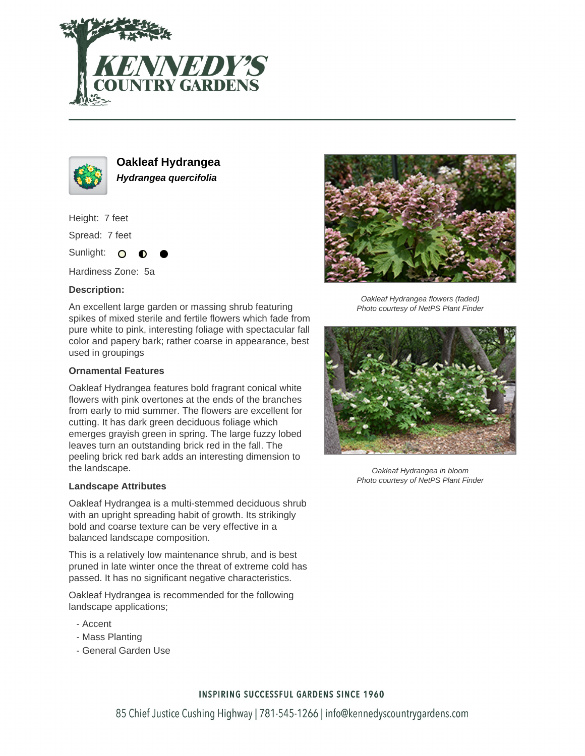# Oakleaf Hydrangea

***Hydrangea quercifolia***

Height: 7 feet

Spread: 7 feet

Sunlight: ○ ◐ ●

Hardiness Zone: 5a

**Description:**

An excellent large garden or massing shrub featuring spikes of mixed sterile and fertile flowers which fade from pure white to pink, interesting foliage with spectacular fall color and papery bark; rather coarse in appearance, best used in groupings

**Ornamental Features**

Oakleaf Hydrangea features bold fragrant conical white flowers with pink overtones at the ends of the branches from early to mid summer. The flowers are excellent for cutting. It has dark green deciduous foliage which emerges grayish green in spring. The large fuzzy lobed leaves turn an outstanding brick red in the fall. The peeling brick red bark adds an interesting dimension to the landscape.

**Landscape Attributes**

Oakleaf Hydrangea is a multi-stemmed deciduous shrub with an upright spreading habit of growth. Its strikingly bold and coarse texture can be very effective in a balanced landscape composition.

This is a relatively low maintenance shrub, and is best pruned in late winter once the threat of extreme cold has passed. It has no significant negative characteristics.

Oakleaf Hydrangea is recommended for the following landscape applications;

- Accent
- Mass Planting
- General Garden Use

*Oakleaf Hydrangea flowers (faded)*
*Photo courtesy of NetPS Plant Finder*

*Oakleaf Hydrangea in bloom*
*Photo courtesy of NetPS Plant Finder*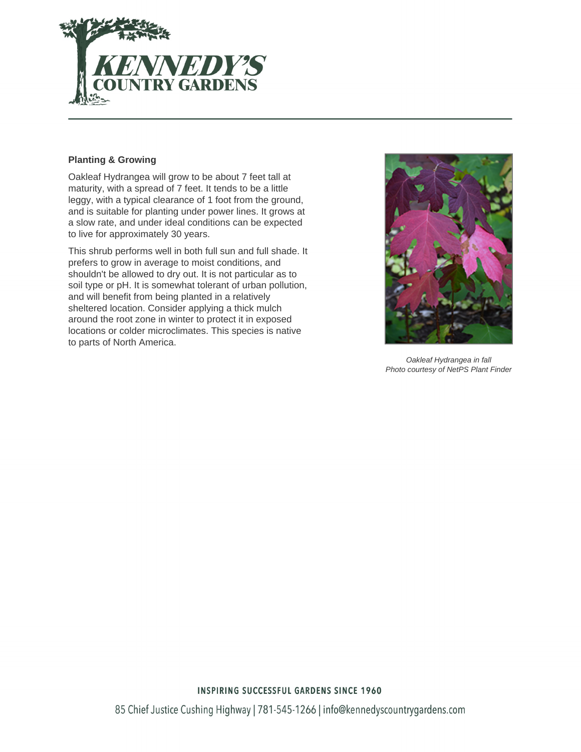### Planting & Growing

Oakleaf Hydrangea will grow to be about 7 feet tall at maturity, with a spread of 7 feet. It tends to be a little leggy, with a typical clearance of 1 foot from the ground, and is suitable for planting under power lines. It grows at a slow rate, and under ideal conditions can be expected to live for approximately 30 years.

This shrub performs well in both full sun and full shade. It prefers to grow in average to moist conditions, and shouldn't be allowed to dry out. It is not particular as to soil type or pH. It is somewhat tolerant of urban pollution, and will benefit from being planted in a relatively sheltered location. Consider applying a thick mulch around the root zone in winter to protect it in exposed locations or colder microclimates. This species is native to parts of North America.

*Oakleaf Hydrangea in fall*
*Photo courtesy of NetPS Plant Finder*